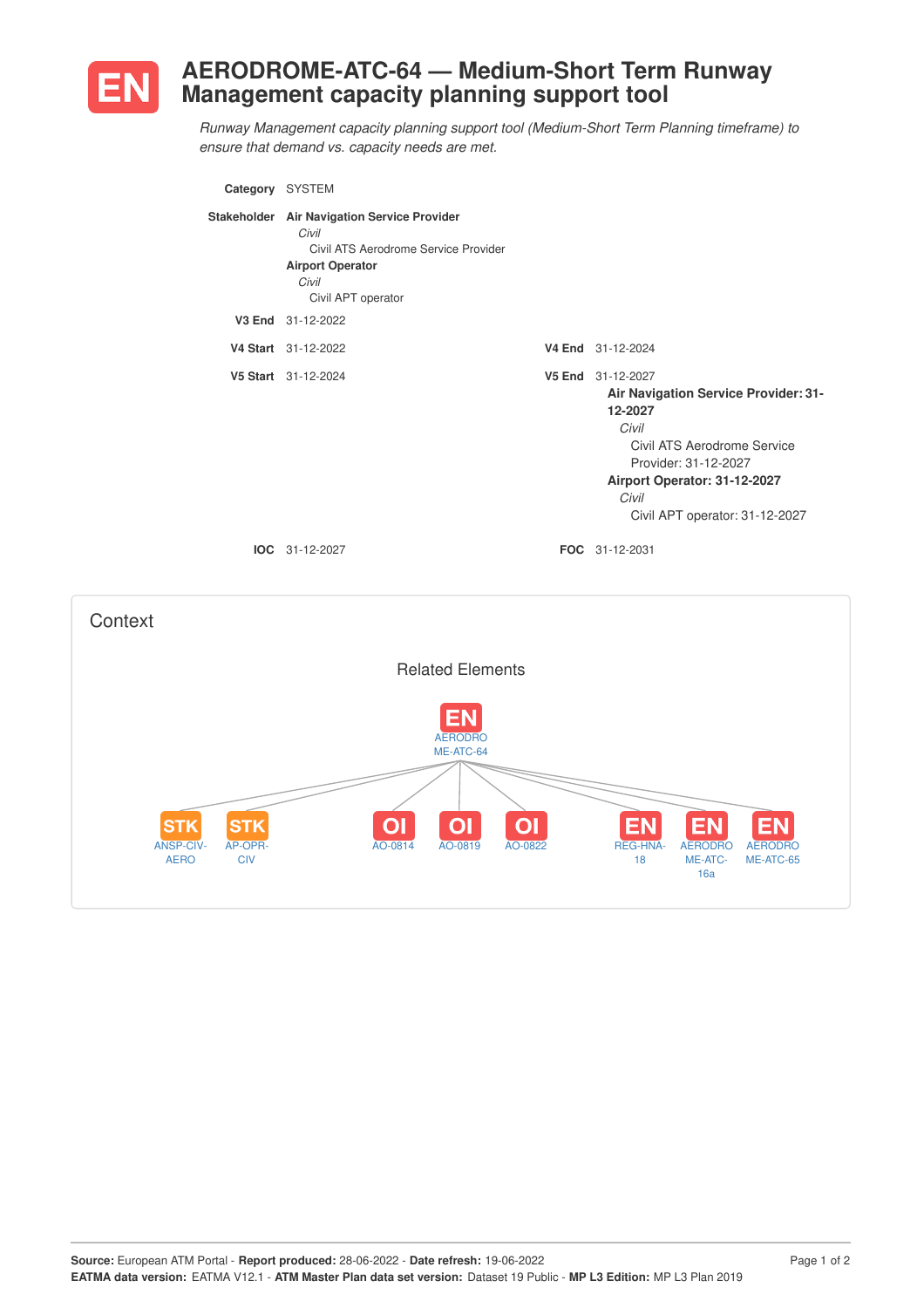# EN AERODROME-ATC-64 — Medium-Short Term Runway Management capacity planning support tool

*Runway Management capacity planning support tool (Medium-Short Term Planning timeframe) to ensure that demand vs. capacity needs are met.*

**Category** SYSTEM

**Stakeholder**
**Air Navigation Service Provider**
*Civil*
Civil ATS Aerodrome Service Provider
**Airport Operator**
*Civil*
Civil APT operator

**V3 End** 31-12-2022

**V4 Start** 31-12-2022

**V4 End** 31-12-2024

**V5 Start** 31-12-2024

**V5 End** 31-12-2027
**Air Navigation Service Provider: 31-12-2027**
*Civil*
Civil ATS Aerodrome Service Provider: 31-12-2027
**Airport Operator: 31-12-2027**
*Civil*
Civil APT operator: 31-12-2027

**IOC** 31-12-2027

**FOC** 31-12-2031

## Context

### Related Elements

EN AERODROME-ATC-64

- STK ANSP-CIV-AERO
- STK AP-OPR-CIV
- OI AO-0814
- OI AO-0819
- OI AO-0822
- EN REG-HNA-18
- EN AERODROME-ATC-16a
- EN AERODROME-ATC-65

**Source:** European ATM Portal - **Report produced:** 28-06-2022 - **Date refresh:** 19-06-2022
**EATMA data version:** EATMA V12.1 - **ATM Master Plan data set version:** Dataset 19 Public - **MP L3 Edition:** MP L3 Plan 2019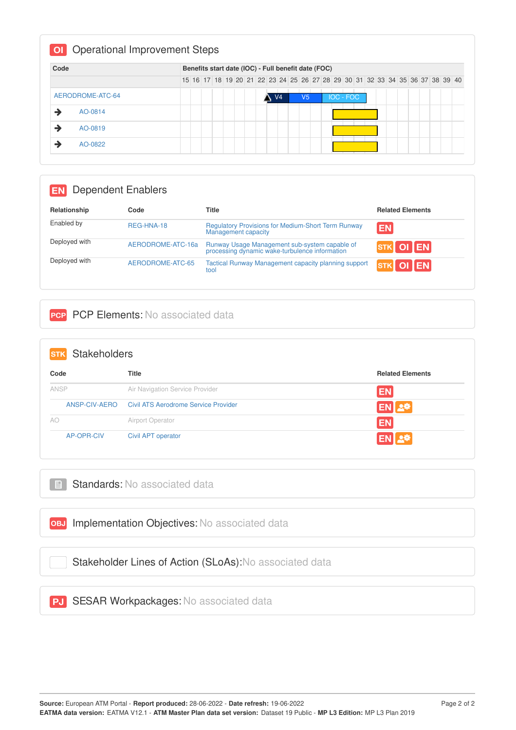## OI Operational Improvement Steps

| Code | Benefits start date (IOC) - Full benefit date (FOC) |
|---|---|
| | 15 16 17 18 19 20 21 22 23 24 25 26 27 28 29 30 31 32 33 34 35 36 37 38 39 40 |
| AERODROME-ATC-64 | V4 V5 IOC - FOC |
| → AO-0814 | |
| → AO-0819 | |
| → AO-0822 | |

## EN Dependent Enablers

| Relationship | Code | Title | Related Elements |
|---|---|---|---|
| Enabled by | REG-HNA-18 | Regulatory Provisions for Medium-Short Term Runway Management capacity | EN |
| Deployed with | AERODROME-ATC-16a | Runway Usage Management sub-system capable of processing dynamic wake-turbulence information | STK OI EN |
| Deployed with | AERODROME-ATC-65 | Tactical Runway Management capacity planning support tool | STK OI EN |

## PCP PCP Elements: No associated data

## STK Stakeholders

| Code | Title | Related Elements |
|---|---|---|
| ANSP | Air Navigation Service Provider | EN |
| ANSP-CIV-AERO | Civil ATS Aerodrome Service Provider | EN |
| AO | Airport Operator | EN |
| AP-OPR-CIV | Civil APT operator | EN |

## Standards: No associated data

## OBJ Implementation Objectives: No associated data

## Stakeholder Lines of Action (SLoAs): No associated data

## PJ SESAR Workpackages: No associated data

**Source:** European ATM Portal - **Report produced:** 28-06-2022 - **Date refresh:** 19-06-2022
**EATMA data version:** EATMA V12.1 - **ATM Master Plan data set version:** Dataset 19 Public - **MP L3 Edition:** MP L3 Plan 2019